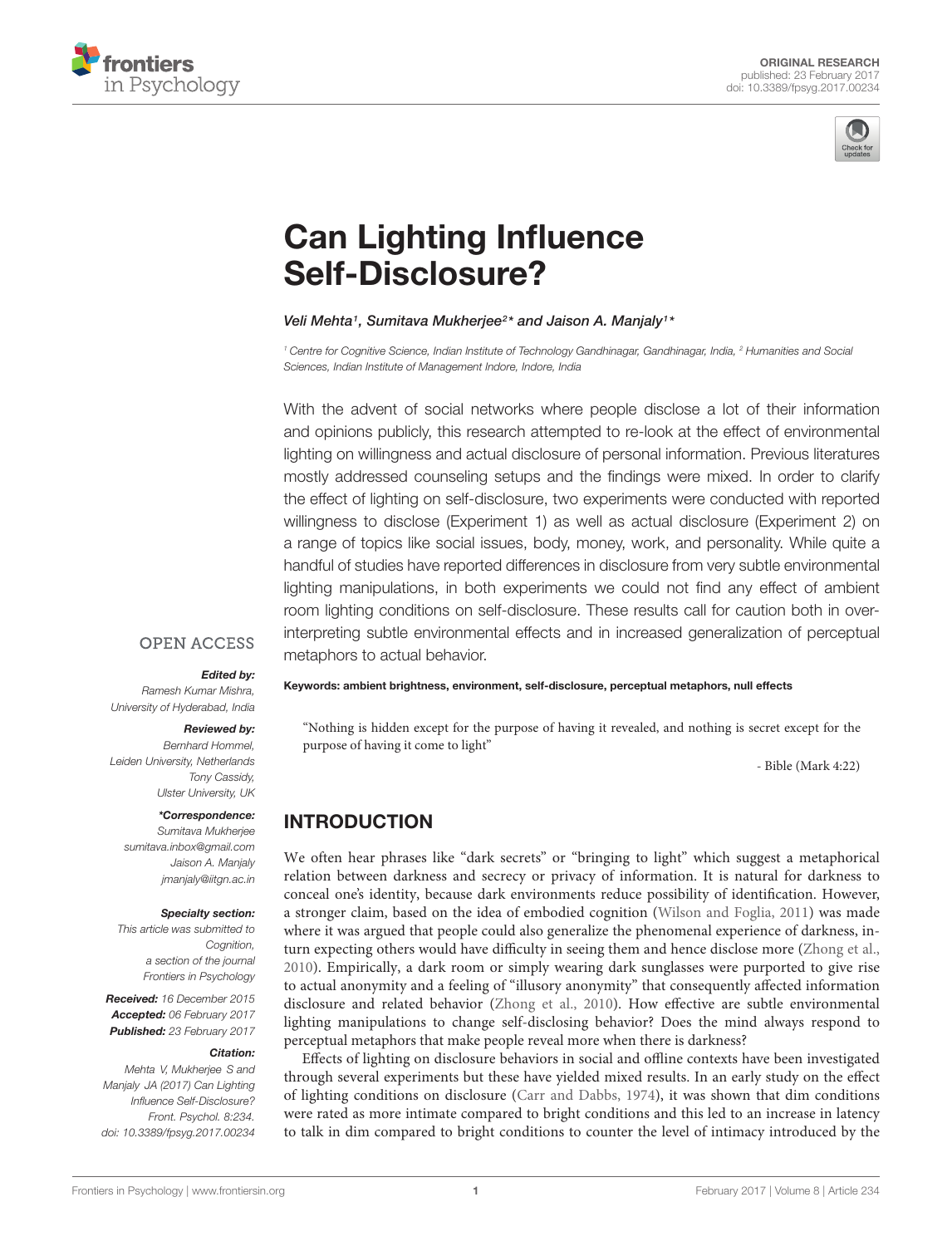ORIGINAL RESEARCH
published: 23 February 2017
doi: 10.3389/fpsyg.2017.00234

# Can Lighting Influence Self-Disclosure?

*Veli Mehta[1], Sumitava Mukherjee[2]* and Jaison A. Manjaly[1]**

[1] Centre for Cognitive Science, Indian Institute of Technology Gandhinagar, Gandhinagar, India, [2] Humanities and Social Sciences, Indian Institute of Management Indore, Indore, India

With the advent of social networks where people disclose a lot of their information and opinions publicly, this research attempted to re-look at the effect of environmental lighting on willingness and actual disclosure of personal information. Previous literatures mostly addressed counseling setups and the findings were mixed. In order to clarify the effect of lighting on self-disclosure, two experiments were conducted with reported willingness to disclose (Experiment 1) as well as actual disclosure (Experiment 2) on a range of topics like social issues, body, money, work, and personality. While quite a handful of studies have reported differences in disclosure from very subtle environmental lighting manipulations, in both experiments we could not find any effect of ambient room lighting conditions on self-disclosure. These results call for caution both in over-interpreting subtle environmental effects and in increased generalization of perceptual metaphors to actual behavior.

**Keywords: ambient brightness, environment, self-disclosure, perceptual metaphors, null effects**

OPEN ACCESS

***Edited by:***
Ramesh Kumar Mishra,
University of Hyderabad, India

***Reviewed by:***
Bernhard Hommel,
Leiden University, Netherlands
Tony Cassidy,
Ulster University, UK

****Correspondence:***
Sumitava Mukherjee
sumitava.inbox@gmail.com
Jaison A. Manjaly
jmanjaly@iitgn.ac.in

***Specialty section:***
This article was submitted to
Cognition,
a section of the journal
Frontiers in Psychology

***Received:*** 16 December 2015
***Accepted:*** 06 February 2017
***Published:*** 23 February 2017

***Citation:***
Mehta V, Mukherjee S and
Manjaly JA (2017) Can Lighting
Influence Self-Disclosure?
Front. Psychol. 8:234.
doi: 10.3389/fpsyg.2017.00234

> "Nothing is hidden except for the purpose of having it revealed, and nothing is secret except for the purpose of having it come to light"
>
> \- Bible (Mark 4:22)

## INTRODUCTION

We often hear phrases like "dark secrets" or "bringing to light" which suggest a metaphorical relation between darkness and secrecy or privacy of information. It is natural for darkness to conceal one's identity, because dark environments reduce possibility of identification. However, a stronger claim, based on the idea of embodied cognition (Wilson and Foglia, 2011) was made where it was argued that people could also generalize the phenomenal experience of darkness, in-turn expecting others would have difficulty in seeing them and hence disclose more (Zhong et al., 2010). Empirically, a dark room or simply wearing dark sunglasses were purported to give rise to actual anonymity and a feeling of "illusory anonymity" that consequently affected information disclosure and related behavior (Zhong et al., 2010). How effective are subtle environmental lighting manipulations to change self-disclosing behavior? Does the mind always respond to perceptual metaphors that make people reveal more when there is darkness?

Effects of lighting on disclosure behaviors in social and offline contexts have been investigated through several experiments but these have yielded mixed results. In an early study on the effect of lighting conditions on disclosure (Carr and Dabbs, 1974), it was shown that dim conditions were rated as more intimate compared to bright conditions and this led to an increase in latency to talk in dim compared to bright conditions to counter the level of intimacy introduced by the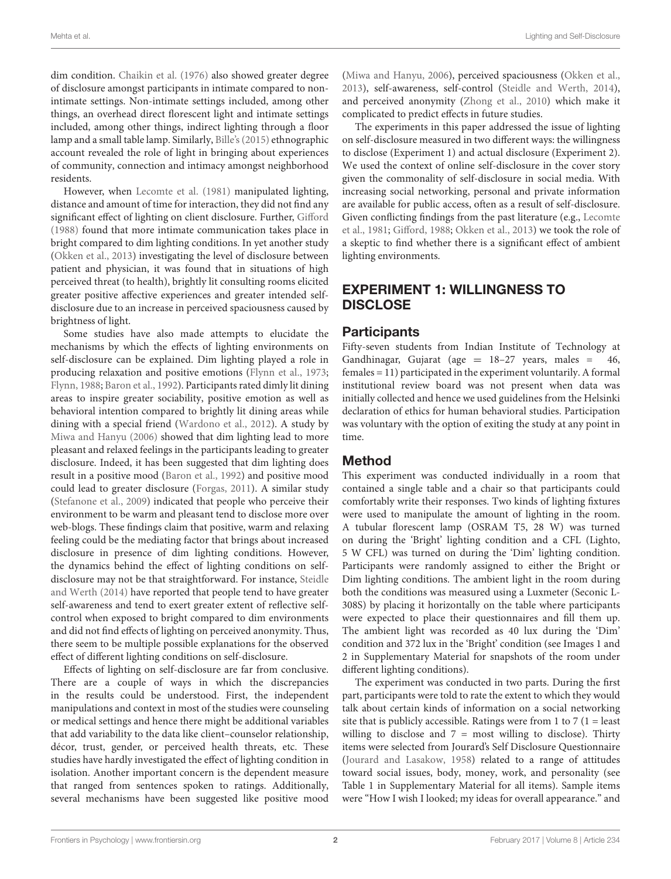dim condition. Chaikin et al. (1976) also showed greater degree of disclosure amongst participants in intimate compared to non-intimate settings. Non-intimate settings included, among other things, an overhead direct florescent light and intimate settings included, among other things, indirect lighting through a floor lamp and a small table lamp. Similarly, Bille's (2015) ethnographic account revealed the role of light in bringing about experiences of community, connection and intimacy amongst neighborhood residents.

However, when Lecomte et al. (1981) manipulated lighting, distance and amount of time for interaction, they did not find any significant effect of lighting on client disclosure. Further, Gifford (1988) found that more intimate communication takes place in bright compared to dim lighting conditions. In yet another study (Okken et al., 2013) investigating the level of disclosure between patient and physician, it was found that in situations of high perceived threat (to health), brightly lit consulting rooms elicited greater positive affective experiences and greater intended self-disclosure due to an increase in perceived spaciousness caused by brightness of light.

Some studies have also made attempts to elucidate the mechanisms by which the effects of lighting environments on self-disclosure can be explained. Dim lighting played a role in producing relaxation and positive emotions (Flynn et al., 1973; Flynn, 1988; Baron et al., 1992). Participants rated dimly lit dining areas to inspire greater sociability, positive emotion as well as behavioral intention compared to brightly lit dining areas while dining with a special friend (Wardono et al., 2012). A study by Miwa and Hanyu (2006) showed that dim lighting lead to more pleasant and relaxed feelings in the participants leading to greater disclosure. Indeed, it has been suggested that dim lighting does result in a positive mood (Baron et al., 1992) and positive mood could lead to greater disclosure (Forgas, 2011). A similar study (Stefanone et al., 2009) indicated that people who perceive their environment to be warm and pleasant tend to disclose more over web-blogs. These findings claim that positive, warm and relaxing feeling could be the mediating factor that brings about increased disclosure in presence of dim lighting conditions. However, the dynamics behind the effect of lighting conditions on self-disclosure may not be that straightforward. For instance, Steidle and Werth (2014) have reported that people tend to have greater self-awareness and tend to exert greater extent of reflective self-control when exposed to bright compared to dim environments and did not find effects of lighting on perceived anonymity. Thus, there seem to be multiple possible explanations for the observed effect of different lighting conditions on self-disclosure.

Effects of lighting on self-disclosure are far from conclusive. There are a couple of ways in which the discrepancies in the results could be understood. First, the independent manipulations and context in most of the studies were counseling or medical settings and hence there might be additional variables that add variability to the data like client–counselor relationship, décor, trust, gender, or perceived health threats, etc. These studies have hardly investigated the effect of lighting condition in isolation. Another important concern is the dependent measure that ranged from sentences spoken to ratings. Additionally, several mechanisms have been suggested like positive mood (Miwa and Hanyu, 2006), perceived spaciousness (Okken et al., 2013), self-awareness, self-control (Steidle and Werth, 2014), and perceived anonymity (Zhong et al., 2010) which make it complicated to predict effects in future studies.

The experiments in this paper addressed the issue of lighting on self-disclosure measured in two different ways: the willingness to disclose (Experiment 1) and actual disclosure (Experiment 2). We used the context of online self-disclosure in the cover story given the commonality of self-disclosure in social media. With increasing social networking, personal and private information are available for public access, often as a result of self-disclosure. Given conflicting findings from the past literature (e.g., Lecomte et al., 1981; Gifford, 1988; Okken et al., 2013) we took the role of a skeptic to find whether there is a significant effect of ambient lighting environments.

## EXPERIMENT 1: WILLINGNESS TO DISCLOSE

### Participants

Fifty-seven students from Indian Institute of Technology at Gandhinagar, Gujarat (age = 18–27 years, males = 46, females = 11) participated in the experiment voluntarily. A formal institutional review board was not present when data was initially collected and hence we used guidelines from the Helsinki declaration of ethics for human behavioral studies. Participation was voluntary with the option of exiting the study at any point in time.

### Method

This experiment was conducted individually in a room that contained a single table and a chair so that participants could comfortably write their responses. Two kinds of lighting fixtures were used to manipulate the amount of lighting in the room. A tubular florescent lamp (OSRAM T5, 28 W) was turned on during the 'Bright' lighting condition and a CFL (Lighto, 5 W CFL) was turned on during the 'Dim' lighting condition. Participants were randomly assigned to either the Bright or Dim lighting conditions. The ambient light in the room during both the conditions was measured using a Luxmeter (Seconic L-308S) by placing it horizontally on the table where participants were expected to place their questionnaires and fill them up. The ambient light was recorded as 40 lux during the 'Dim' condition and 372 lux in the 'Bright' condition (see Images 1 and 2 in Supplementary Material for snapshots of the room under different lighting conditions).

The experiment was conducted in two parts. During the first part, participants were told to rate the extent to which they would talk about certain kinds of information on a social networking site that is publicly accessible. Ratings were from 1 to 7 (1 = least willing to disclose and 7 = most willing to disclose). Thirty items were selected from Jourard's Self Disclosure Questionnaire (Jourard and Lasakow, 1958) related to a range of attitudes toward social issues, body, money, work, and personality (see Table 1 in Supplementary Material for all items). Sample items were "How I wish I looked; my ideas for overall appearance." and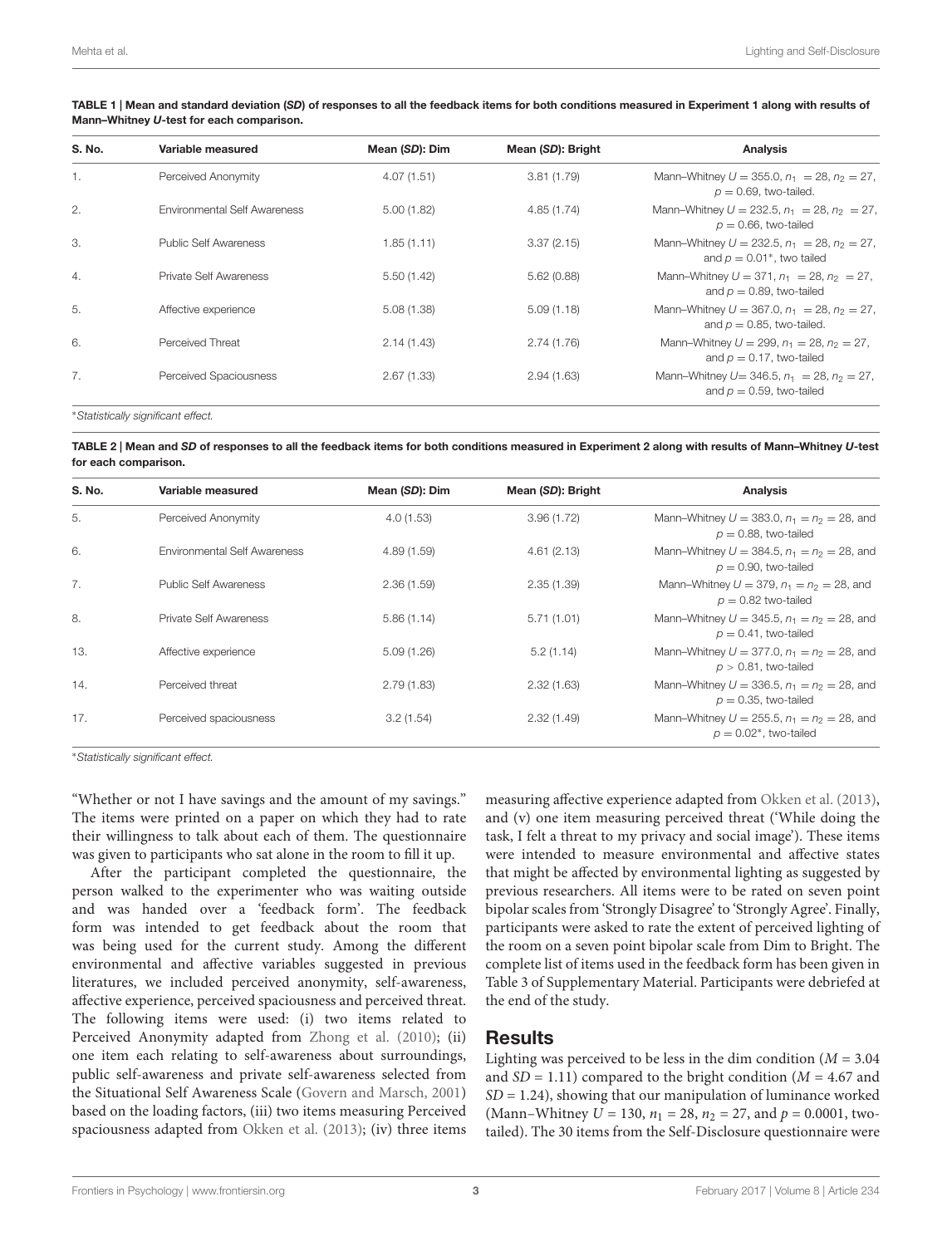**TABLE 1 | Mean and standard deviation (*SD*) of responses to all the feedback items for both conditions measured in Experiment 1 along with results of Mann–Whitney *U*-test for each comparison.**

| S. No. | Variable measured | Mean (*SD*): Dim | Mean (*SD*): Bright | Analysis |
|---|---|---|---|---|
| 1. | Perceived Anonymity | 4.07 (1.51) | 3.81 (1.79) | Mann–Whitney $U = 355.0$, $n_1 = 28$, $n_2 = 27$, $p = 0.69$, two-tailed. |
| 2. | Environmental Self Awareness | 5.00 (1.82) | 4.85 (1.74) | Mann–Whitney $U = 232.5$, $n_1 = 28$, $n_2 = 27$, $p = 0.66$, two-tailed |
| 3. | Public Self Awareness | 1.85 (1.11) | 3.37 (2.15) | Mann–Whitney $U = 232.5$, $n_1 = 28$, $n_2 = 27$, and $p = 0.01$*, two tailed |
| 4. | Private Self Awareness | 5.50 (1.42) | 5.62 (0.88) | Mann–Whitney $U = 371$, $n_1 = 28$, $n_2 = 27$, and $p = 0.89$, two-tailed |
| 5. | Affective experience | 5.08 (1.38) | 5.09 (1.18) | Mann–Whitney $U = 367.0$, $n_1 = 28$, $n_2 = 27$, and $p = 0.85$, two-tailed. |
| 6. | Perceived Threat | 2.14 (1.43) | 2.74 (1.76) | Mann–Whitney $U = 299$, $n_1 = 28$, $n_2 = 27$, and $p = 0.17$, two-tailed |
| 7. | Perceived Spaciousness | 2.67 (1.33) | 2.94 (1.63) | Mann–Whitney $U = 346.5$, $n_1 = 28$, $n_2 = 27$, and $p = 0.59$, two-tailed |

*Statistically significant effect.

**TABLE 2 | Mean and *SD* of responses to all the feedback items for both conditions measured in Experiment 2 along with results of Mann–Whitney *U*-test for each comparison.**

| S. No. | Variable measured | Mean (*SD*): Dim | Mean (*SD*): Bright | Analysis |
|---|---|---|---|---|
| 5. | Perceived Anonymity | 4.0 (1.53) | 3.96 (1.72) | Mann–Whitney $U = 383.0$, $n_1 = n_2 = 28$, and $p = 0.88$, two-tailed |
| 6. | Environmental Self Awareness | 4.89 (1.59) | 4.61 (2.13) | Mann–Whitney $U = 384.5$, $n_1 = n_2 = 28$, and $p = 0.90$, two-tailed |
| 7. | Public Self Awareness | 2.36 (1.59) | 2.35 (1.39) | Mann–Whitney $U = 379$, $n_1 = n_2 = 28$, and $p = 0.82$ two-tailed |
| 8. | Private Self Awareness | 5.86 (1.14) | 5.71 (1.01) | Mann–Whitney $U = 345.5$, $n_1 = n_2 = 28$, and $p = 0.41$, two-tailed |
| 13. | Affective experience | 5.09 (1.26) | 5.2 (1.14) | Mann–Whitney $U = 377.0$, $n_1 = n_2 = 28$, and $p > 0.81$, two-tailed |
| 14. | Perceived threat | 2.79 (1.83) | 2.32 (1.63) | Mann–Whitney $U = 336.5$, $n_1 = n_2 = 28$, and $p = 0.35$, two-tailed |
| 17. | Perceived spaciousness | 3.2 (1.54) | 2.32 (1.49) | Mann–Whitney $U = 255.5$, $n_1 = n_2 = 28$, and $p = 0.02$*, two-tailed |

*Statistically significant effect.

"Whether or not I have savings and the amount of my savings." The items were printed on a paper on which they had to rate their willingness to talk about each of them. The questionnaire was given to participants who sat alone in the room to fill it up.

After the participant completed the questionnaire, the person walked to the experimenter who was waiting outside and was handed over a 'feedback form'. The feedback form was intended to get feedback about the room that was being used for the current study. Among the different environmental and affective variables suggested in previous literatures, we included perceived anonymity, self-awareness, affective experience, perceived spaciousness and perceived threat. The following items were used: (i) two items related to Perceived Anonymity adapted from Zhong et al. (2010); (ii) one item each relating to self-awareness about surroundings, public self-awareness and private self-awareness selected from the Situational Self Awareness Scale (Govern and Marsch, 2001) based on the loading factors, (iii) two items measuring Perceived spaciousness adapted from Okken et al. (2013); (iv) three items measuring affective experience adapted from Okken et al. (2013), and (v) one item measuring perceived threat ('While doing the task, I felt a threat to my privacy and social image'). These items were intended to measure environmental and affective states that might be affected by environmental lighting as suggested by previous researchers. All items were to be rated on seven point bipolar scales from 'Strongly Disagree' to 'Strongly Agree'. Finally, participants were asked to rate the extent of perceived lighting of the room on a seven point bipolar scale from Dim to Bright. The complete list of items used in the feedback form has been given in Table 3 of Supplementary Material. Participants were debriefed at the end of the study.

## Results

Lighting was perceived to be less in the dim condition ($M = 3.04$ and $SD = 1.11$) compared to the bright condition ($M = 4.67$ and $SD = 1.24$), showing that our manipulation of luminance worked (Mann–Whitney $U = 130$, $n_1 = 28$, $n_2 = 27$, and $p = 0.0001$, two-tailed). The 30 items from the Self-Disclosure questionnaire were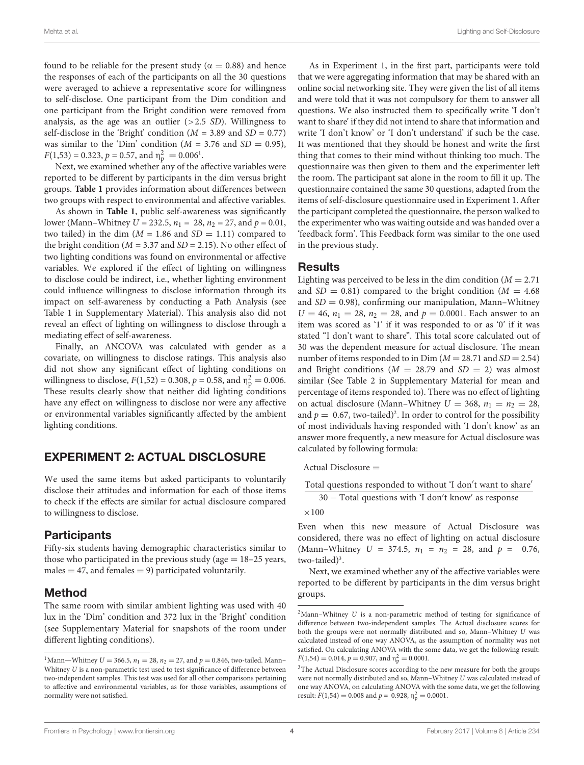found to be reliable for the present study ($\alpha = 0.88$) and hence the responses of each of the participants on all the 30 questions were averaged to achieve a representative score for willingness to self-disclose. One participant from the Dim condition and one participant from the Bright condition were removed from analysis, as the age was an outlier (>2.5 *SD*). Willingness to self-disclose in the 'Bright' condition ($M = 3.89$ and $SD = 0.77$) was similar to the 'Dim' condition ($M = 3.76$ and $SD = 0.95$), $F(1,53) = 0.323$, $p = 0.57$, and $\eta_p^2 = 0.006$[1].

Next, we examined whether any of the affective variables were reported to be different by participants in the dim versus bright groups. **Table 1** provides information about differences between two groups with respect to environmental and affective variables.

As shown in **Table 1**, public self-awareness was significantly lower (Mann–Whitney $U = 232.5$, $n_1 = 28$, $n_2 = 27$, and $p = 0.01$, two tailed) in the dim ($M = 1.86$ and $SD = 1.11$) compared to the bright condition ($M = 3.37$ and $SD = 2.15$). No other effect of two lighting conditions was found on environmental or affective variables. We explored if the effect of lighting on willingness to disclose could be indirect, i.e., whether lighting environment could influence willingness to disclose information through its impact on self-awareness by conducting a Path Analysis (see Table 1 in Supplementary Material). This analysis also did not reveal an effect of lighting on willingness to disclose through a mediating effect of self-awareness.

Finally, an ANCOVA was calculated with gender as a covariate, on willingness to disclose ratings. This analysis also did not show any significant effect of lighting conditions on willingness to disclose, $F(1,52) = 0.308$, $p = 0.58$, and $\eta_p^2 = 0.006$. These results clearly show that neither did lighting conditions have any effect on willingness to disclose nor were any affective or environmental variables significantly affected by the ambient lighting conditions.

## EXPERIMENT 2: ACTUAL DISCLOSURE

We used the same items but asked participants to voluntarily disclose their attitudes and information for each of those items to check if the effects are similar for actual disclosure compared to willingness to disclose.

### Participants

Fifty-six students having demographic characteristics similar to those who participated in the previous study (age = 18–25 years, males = 47, and females = 9) participated voluntarily.

### Method

The same room with similar ambient lighting was used with 40 lux in the 'Dim' condition and 372 lux in the 'Bright' condition (see Supplementary Material for snapshots of the room under different lighting conditions).

As in Experiment 1, in the first part, participants were told that we were aggregating information that may be shared with an online social networking site. They were given the list of all items and were told that it was not compulsory for them to answer all questions. We also instructed them to specifically write 'I don't want to share' if they did not intend to share that information and write 'I don't know' or 'I don't understand' if such be the case. It was mentioned that they should be honest and write the first thing that comes to their mind without thinking too much. The questionnaire was then given to them and the experimenter left the room. The participant sat alone in the room to fill it up. The questionnaire contained the same 30 questions, adapted from the items of self-disclosure questionnaire used in Experiment 1. After the participant completed the questionnaire, the person walked to the experimenter who was waiting outside and was handed over a 'feedback form'. This Feedback form was similar to the one used in the previous study.

### Results

Lighting was perceived to be less in the dim condition ($M = 2.71$ and $SD = 0.81$) compared to the bright condition ($M = 4.68$ and $SD = 0.98$), confirming our manipulation, Mann–Whitney $U = 46$, $n_1 = 28$, $n_2 = 28$, and $p = 0.0001$. Each answer to an item was scored as '1' if it was responded to or as '0' if it was stated "I don't want to share". This total score calculated out of 30 was the dependent measure for actual disclosure. The mean number of items responded to in Dim ($M = 28.71$ and $SD = 2.54$) and Bright conditions ($M = 28.79$ and $SD = 2$) was almost similar (See Table 2 in Supplementary Material for mean and percentage of items responded to). There was no effect of lighting on actual disclosure (Mann–Whitney $U = 368$, $n_1 = n_2 = 28$, and $p = 0.67$, two-tailed)[2]. In order to control for the possibility of most individuals having responded with 'I don't know' as an answer more frequently, a new measure for Actual disclosure was calculated by following formula:

$$\text{Actual Disclosure} = \frac{\text{Total questions responded to without 'I don't want to share'}}{30 - \text{Total questions with 'I don't know' as response}} \times 100$$

Even when this new measure of Actual Disclosure was considered, there was no effect of lighting on actual disclosure (Mann–Whitney $U = 374.5$, $n_1 = n_2 = 28$, and $p = 0.76$, two-tailed)[3].

Next, we examined whether any of the affective variables were reported to be different by participants in the dim versus bright groups.

---

[1] Mann—Whitney $U = 366.5$, $n_1 = 28$, $n_2 = 27$, and $p = 0.846$, two-tailed. Mann–Whitney *U* is a non-parametric test used to test significance of difference between two-independent samples. This test was used for all other comparisons pertaining to affective and environmental variables, as for those variables, assumptions of normality were not satisfied.

[2] Mann–Whitney *U* is a non-parametric method of testing for significance of difference between two-independent samples. The Actual disclosure scores for both the groups were not normally distributed and so, Mann–Whitney *U* was calculated instead of one way ANOVA, as the assumption of normality was not satisfied. On calculating ANOVA with the some data, we get the following result: $F(1,54) = 0.014$, $p = 0.907$, and $\eta_p^2 = 0.0001$.

[3] The Actual Disclosure scores according to the new measure for both the groups were not normally distributed and so, Mann–Whitney *U* was calculated instead of one way ANOVA, on calculating ANOVA with the some data, we get the following result: $F(1,54) = 0.008$ and $p = 0.928$, $\eta_p^2 = 0.0001$.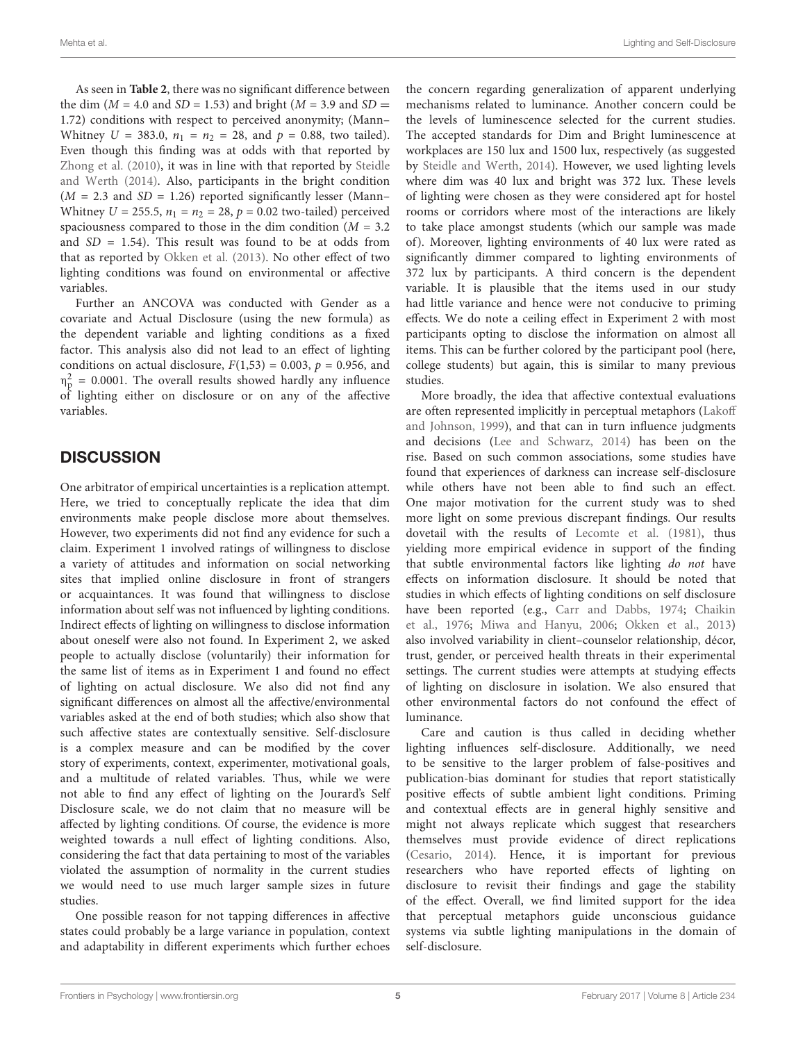As seen in **Table 2**, there was no significant difference between the dim ($M = 4.0$ and $SD = 1.53$) and bright ($M = 3.9$ and $SD = 1.72$) conditions with respect to perceived anonymity; (Mann–Whitney $U = 383.0$, $n_1 = n_2 = 28$, and $p = 0.88$, two tailed). Even though this finding was at odds with that reported by Zhong et al. (2010), it was in line with that reported by Steidle and Werth (2014). Also, participants in the bright condition ($M = 2.3$ and $SD = 1.26$) reported significantly lesser (Mann–Whitney $U = 255.5$, $n_1 = n_2 = 28$, $p = 0.02$ two-tailed) perceived spaciousness compared to those in the dim condition ($M = 3.2$ and $SD = 1.54$). This result was found to be at odds from that as reported by Okken et al. (2013). No other effect of two lighting conditions was found on environmental or affective variables.

Further an ANCOVA was conducted with Gender as a covariate and Actual Disclosure (using the new formula) as the dependent variable and lighting conditions as a fixed factor. This analysis also did not lead to an effect of lighting conditions on actual disclosure, $F(1,53) = 0.003$, $p = 0.956$, and $\eta_p^2 = 0.0001$. The overall results showed hardly any influence of lighting either on disclosure or on any of the affective variables.

## DISCUSSION

One arbitrator of empirical uncertainties is a replication attempt. Here, we tried to conceptually replicate the idea that dim environments make people disclose more about themselves. However, two experiments did not find any evidence for such a claim. Experiment 1 involved ratings of willingness to disclose a variety of attitudes and information on social networking sites that implied online disclosure in front of strangers or acquaintances. It was found that willingness to disclose information about self was not influenced by lighting conditions. Indirect effects of lighting on willingness to disclose information about oneself were also not found. In Experiment 2, we asked people to actually disclose (voluntarily) their information for the same list of items as in Experiment 1 and found no effect of lighting on actual disclosure. We also did not find any significant differences on almost all the affective/environmental variables asked at the end of both studies; which also show that such affective states are contextually sensitive. Self-disclosure is a complex measure and can be modified by the cover story of experiments, context, experimenter, motivational goals, and a multitude of related variables. Thus, while we were not able to find any effect of lighting on the Jourard's Self Disclosure scale, we do not claim that no measure will be affected by lighting conditions. Of course, the evidence is more weighted towards a null effect of lighting conditions. Also, considering the fact that data pertaining to most of the variables violated the assumption of normality in the current studies we would need to use much larger sample sizes in future studies.

One possible reason for not tapping differences in affective states could probably be a large variance in population, context and adaptability in different experiments which further echoes the concern regarding generalization of apparent underlying mechanisms related to luminance. Another concern could be the levels of luminescence selected for the current studies. The accepted standards for Dim and Bright luminescence at workplaces are 150 lux and 1500 lux, respectively (as suggested by Steidle and Werth, 2014). However, we used lighting levels where dim was 40 lux and bright was 372 lux. These levels of lighting were chosen as they were considered apt for hostel rooms or corridors where most of the interactions are likely to take place amongst students (which our sample was made of). Moreover, lighting environments of 40 lux were rated as significantly dimmer compared to lighting environments of 372 lux by participants. A third concern is the dependent variable. It is plausible that the items used in our study had little variance and hence were not conducive to priming effects. We do note a ceiling effect in Experiment 2 with most participants opting to disclose the information on almost all items. This can be further colored by the participant pool (here, college students) but again, this is similar to many previous studies.

More broadly, the idea that affective contextual evaluations are often represented implicitly in perceptual metaphors (Lakoff and Johnson, 1999), and that can in turn influence judgments and decisions (Lee and Schwarz, 2014) has been on the rise. Based on such common associations, some studies have found that experiences of darkness can increase self-disclosure while others have not been able to find such an effect. One major motivation for the current study was to shed more light on some previous discrepant findings. Our results dovetail with the results of Lecomte et al. (1981), thus yielding more empirical evidence in support of the finding that subtle environmental factors like lighting *do not* have effects on information disclosure. It should be noted that studies in which effects of lighting conditions on self disclosure have been reported (e.g., Carr and Dabbs, 1974; Chaikin et al., 1976; Miwa and Hanyu, 2006; Okken et al., 2013) also involved variability in client–counselor relationship, décor, trust, gender, or perceived health threats in their experimental settings. The current studies were attempts at studying effects of lighting on disclosure in isolation. We also ensured that other environmental factors do not confound the effect of luminance.

Care and caution is thus called in deciding whether lighting influences self-disclosure. Additionally, we need to be sensitive to the larger problem of false-positives and publication-bias dominant for studies that report statistically positive effects of subtle ambient light conditions. Priming and contextual effects are in general highly sensitive and might not always replicate which suggest that researchers themselves must provide evidence of direct replications (Cesario, 2014). Hence, it is important for previous researchers who have reported effects of lighting on disclosure to revisit their findings and gage the stability of the effect. Overall, we find limited support for the idea that perceptual metaphors guide unconscious guidance systems via subtle lighting manipulations in the domain of self-disclosure.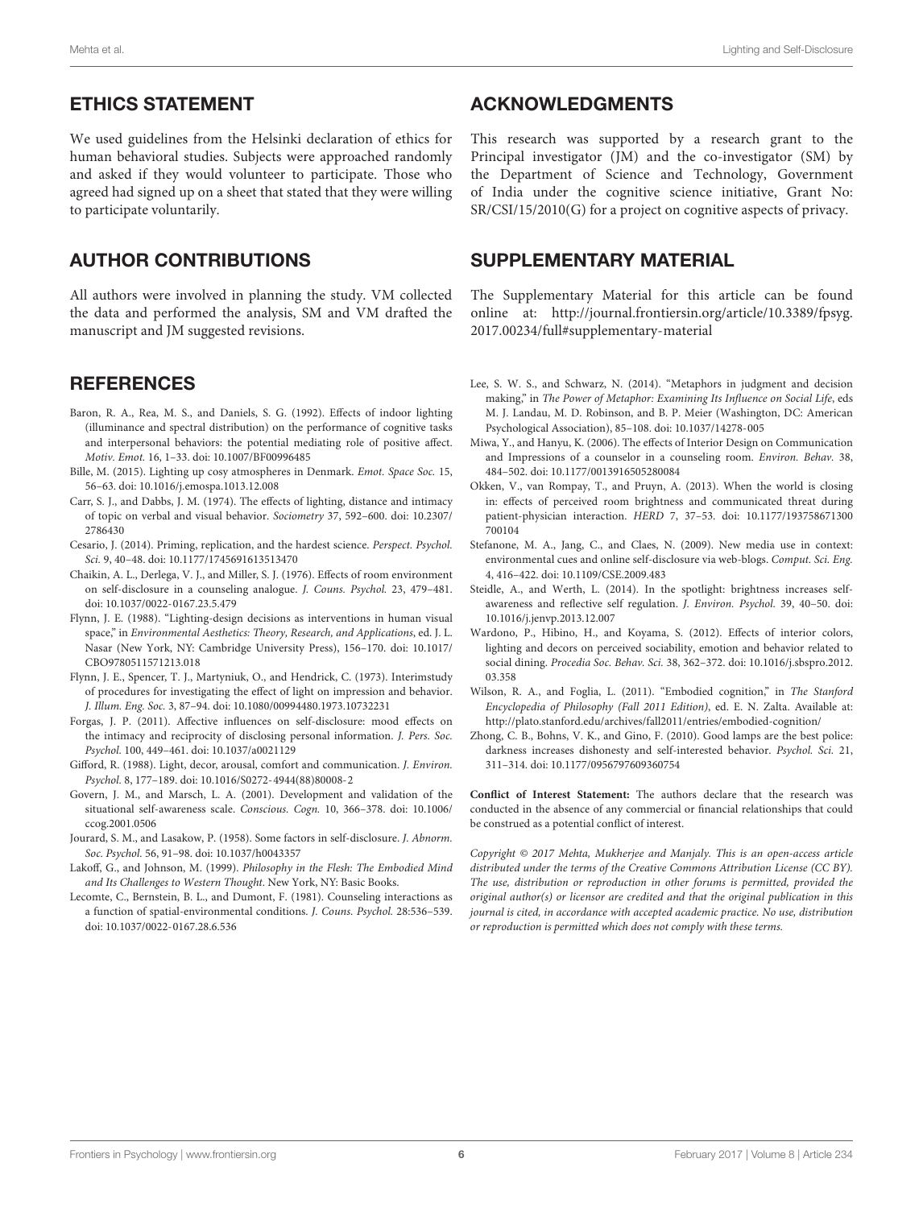## ETHICS STATEMENT

We used guidelines from the Helsinki declaration of ethics for human behavioral studies. Subjects were approached randomly and asked if they would volunteer to participate. Those who agreed had signed up on a sheet that stated that they were willing to participate voluntarily.

## AUTHOR CONTRIBUTIONS

All authors were involved in planning the study. VM collected the data and performed the analysis, SM and VM drafted the manuscript and JM suggested revisions.

## ACKNOWLEDGMENTS

This research was supported by a research grant to the Principal investigator (JM) and the co-investigator (SM) by the Department of Science and Technology, Government of India under the cognitive science initiative, Grant No: SR/CSI/15/2010(G) for a project on cognitive aspects of privacy.

## SUPPLEMENTARY MATERIAL

The Supplementary Material for this article can be found online at: http://journal.frontiersin.org/article/10.3389/fpsyg.2017.00234/full#supplementary-material

## REFERENCES

Baron, R. A., Rea, M. S., and Daniels, S. G. (1992). Effects of indoor lighting (illuminance and spectral distribution) on the performance of cognitive tasks and interpersonal behaviors: the potential mediating role of positive affect. *Motiv. Emot.* 16, 1–33. doi: 10.1007/BF00996485

Bille, M. (2015). Lighting up cosy atmospheres in Denmark. *Emot. Space Soc.* 15, 56–63. doi: 10.1016/j.emospa.1013.12.008

Carr, S. J., and Dabbs, J. M. (1974). The effects of lighting, distance and intimacy of topic on verbal and visual behavior. *Sociometry* 37, 592–600. doi: 10.2307/2786430

Cesario, J. (2014). Priming, replication, and the hardest science. *Perspect. Psychol. Sci.* 9, 40–48. doi: 10.1177/1745691613513470

Chaikin, A. L., Derlega, V. J., and Miller, S. J. (1976). Effects of room environment on self-disclosure in a counseling analogue. *J. Couns. Psychol.* 23, 479–481. doi: 10.1037/0022-0167.23.5.479

Flynn, J. E. (1988). "Lighting-design decisions as interventions in human visual space," in *Environmental Aesthetics: Theory, Research, and Applications*, ed. J. L. Nasar (New York, NY: Cambridge University Press), 156–170. doi: 10.1017/CBO9780511571213.018

Flynn, J. E., Spencer, T. J., Martyniuk, O., and Hendrick, C. (1973). Interimstudy of procedures for investigating the effect of light on impression and behavior. *J. Illum. Eng. Soc.* 3, 87–94. doi: 10.1080/00994480.1973.10732231

Forgas, J. P. (2011). Affective influences on self-disclosure: mood effects on the intimacy and reciprocity of disclosing personal information. *J. Pers. Soc. Psychol.* 100, 449–461. doi: 10.1037/a0021129

Gifford, R. (1988). Light, decor, arousal, comfort and communication. *J. Environ. Psychol.* 8, 177–189. doi: 10.1016/S0272-4944(88)80008-2

Govern, J. M., and Marsch, L. A. (2001). Development and validation of the situational self-awareness scale. *Conscious. Cogn.* 10, 366–378. doi: 10.1006/ccog.2001.0506

Jourard, S. M., and Lasakow, P. (1958). Some factors in self-disclosure. *J. Abnorm. Soc. Psychol.* 56, 91–98. doi: 10.1037/h0043357

Lakoff, G., and Johnson, M. (1999). *Philosophy in the Flesh: The Embodied Mind and Its Challenges to Western Thought*. New York, NY: Basic Books.

Lecomte, C., Bernstein, B. L., and Dumont, F. (1981). Counseling interactions as a function of spatial-environmental conditions. *J. Couns. Psychol.* 28:536–539. doi: 10.1037/0022-0167.28.6.536

Lee, S. W. S., and Schwarz, N. (2014). "Metaphors in judgment and decision making," in *The Power of Metaphor: Examining Its Influence on Social Life*, eds M. J. Landau, M. D. Robinson, and B. P. Meier (Washington, DC: American Psychological Association), 85–108. doi: 10.1037/14278-005

Miwa, Y., and Hanyu, K. (2006). The effects of Interior Design on Communication and Impressions of a counselor in a counseling room. *Environ. Behav.* 38, 484–502. doi: 10.1177/0013916505280084

Okken, V., van Rompay, T., and Pruyn, A. (2013). When the world is closing in: effects of perceived room brightness and communicated threat during patient-physician interaction. *HERD* 7, 37–53. doi: 10.1177/193758671300700104

Stefanone, M. A., Jang, C., and Claes, N. (2009). New media use in context: environmental cues and online self-disclosure via web-blogs. *Comput. Sci. Eng.* 4, 416–422. doi: 10.1109/CSE.2009.483

Steidle, A., and Werth, L. (2014). In the spotlight: brightness increases self-awareness and reflective self regulation. *J. Environ. Psychol.* 39, 40–50. doi: 10.1016/j.jenvp.2013.12.007

Wardono, P., Hibino, H., and Koyama, S. (2012). Effects of interior colors, lighting and decors on perceived sociability, emotion and behavior related to social dining. *Procedia Soc. Behav. Sci.* 38, 362–372. doi: 10.1016/j.sbspro.2012.03.358

Wilson, R. A., and Foglia, L. (2011). "Embodied cognition," in *The Stanford Encyclopedia of Philosophy (Fall 2011 Edition)*, ed. E. N. Zalta. Available at: http://plato.stanford.edu/archives/fall2011/entries/embodied-cognition/

Zhong, C. B., Bohns, V. K., and Gino, F. (2010). Good lamps are the best police: darkness increases dishonesty and self-interested behavior. *Psychol. Sci.* 21, 311–314. doi: 10.1177/0956797609360754

**Conflict of Interest Statement:** The authors declare that the research was conducted in the absence of any commercial or financial relationships that could be construed as a potential conflict of interest.

*Copyright © 2017 Mehta, Mukherjee and Manjaly. This is an open-access article distributed under the terms of the Creative Commons Attribution License (CC BY). The use, distribution or reproduction in other forums is permitted, provided the original author(s) or licensor are credited and that the original publication in this journal is cited, in accordance with accepted academic practice. No use, distribution or reproduction is permitted which does not comply with these terms.*